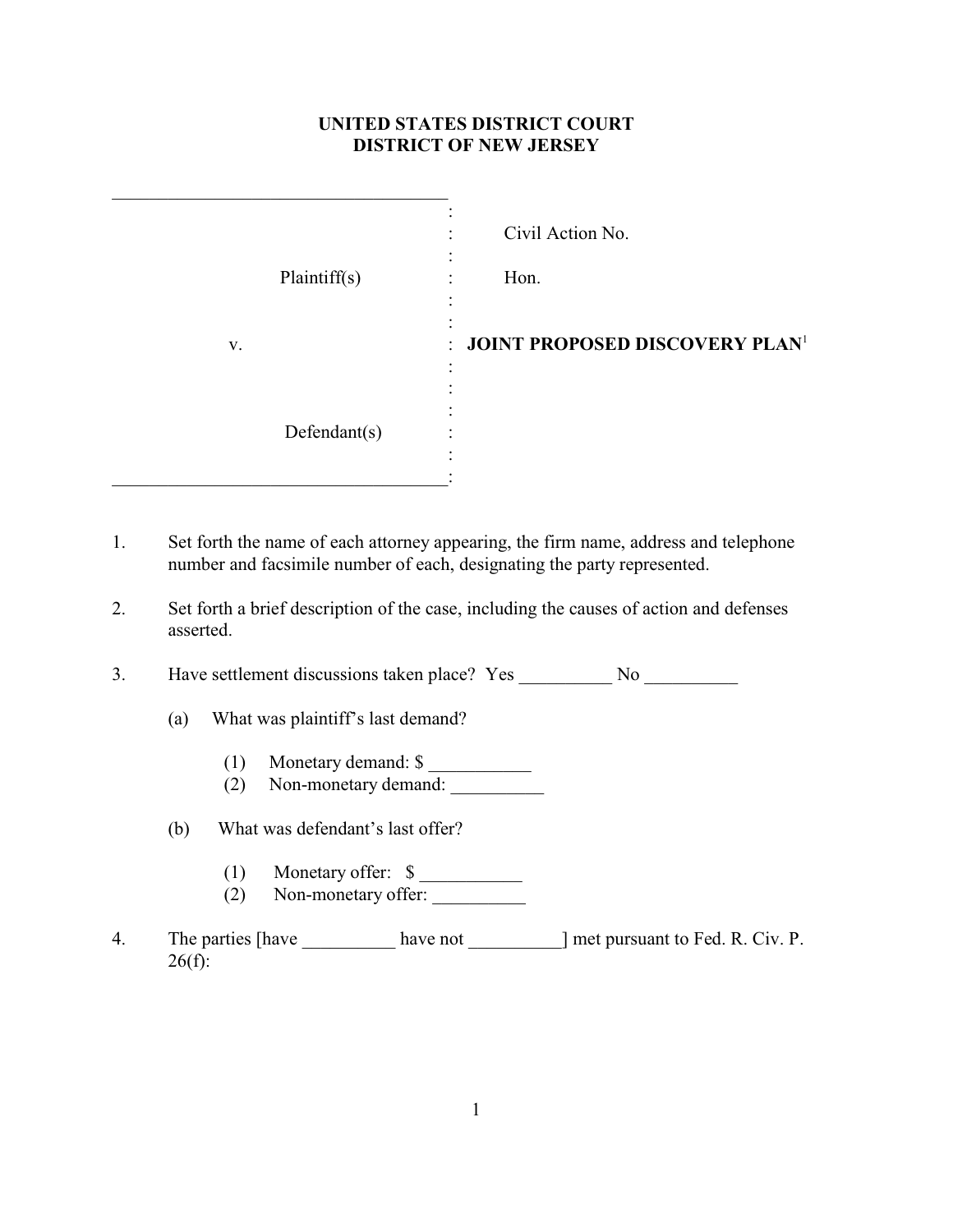# UNITED STATES DISTRICT COURT
# DISTRICT OF NEW JERSEY

| | |
|---|---|
| ____________________________________ | |
| | Civil Action No. |
| Plaintiff(s) | Hon. |
| v. | **JOINT PROPOSED DISCOVERY PLAN**[1] |
| Defendant(s) | |
| ____________________________________ | |

1. Set forth the name of each attorney appearing, the firm name, address and telephone number and facsimile number of each, designating the party represented.

2. Set forth a brief description of the case, including the causes of action and defenses asserted.

3. Have settlement discussions taken place? Yes __________ No __________

   (a) What was plaintiff's last demand?

   (1) Monetary demand: $ ___________
   (2) Non-monetary demand: __________

   (b) What was defendant's last offer?

   (1) Monetary offer: $ ___________
   (2) Non-monetary offer: __________

4. The parties [have __________ have not __________] met pursuant to Fed. R. Civ. P. 26(f):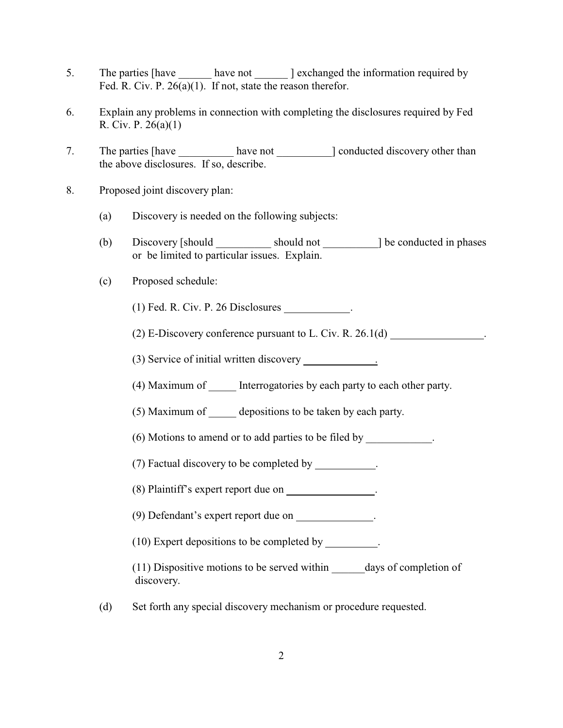5. The parties [have ______ have not ______ ] exchanged the information required by Fed. R. Civ. P. 26(a)(1). If not, state the reason therefor.

6. Explain any problems in connection with completing the disclosures required by Fed R. Civ. P. 26(a)(1)

7. The parties [have __________ have not __________] conducted discovery other than the above disclosures. If so, describe.

8. Proposed joint discovery plan:

   (a) Discovery is needed on the following subjects:

   (b) Discovery [should __________ should not __________] be conducted in phases or be limited to particular issues. Explain.

   (c) Proposed schedule:

   (1) Fed. R. Civ. P. 26 Disclosures ____________.

   (2) E-Discovery conference pursuant to L. Civ. R. 26.1(d) _________________.

   (3) Service of initial written discovery ______________.

   (4) Maximum of _____ Interrogatories by each party to each other party.

   (5) Maximum of _____ depositions to be taken by each party.

   (6) Motions to amend or to add parties to be filed by ____________.

   (7) Factual discovery to be completed by ___________.

   (8) Plaintiff's expert report due on _________________.

   (9) Defendant's expert report due on ______________.

   (10) Expert depositions to be completed by _________.

   (11) Dispositive motions to be served within ______days of completion of discovery.

   (d) Set forth any special discovery mechanism or procedure requested.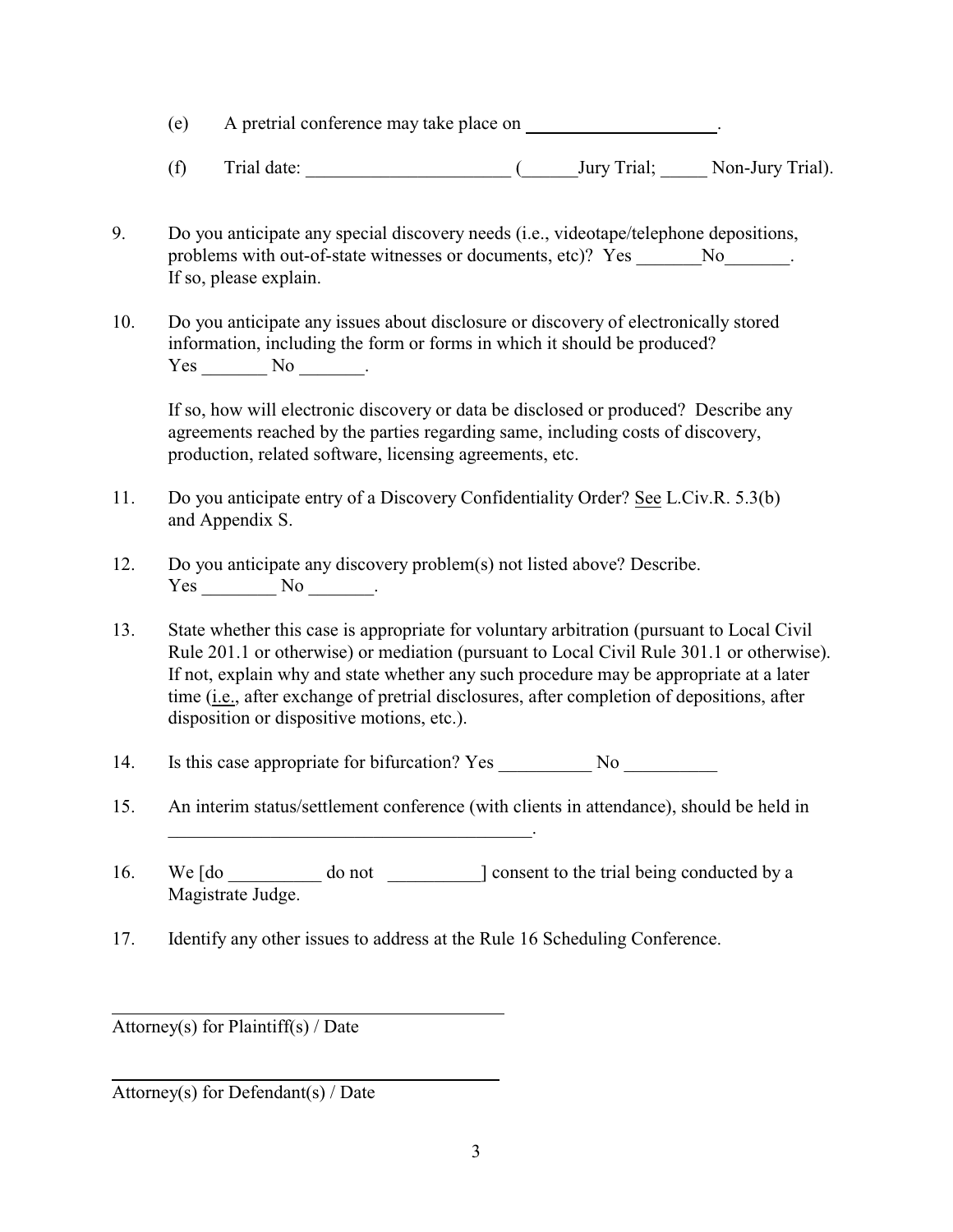(e) A pretrial conference may take place on ____________________.

(f) Trial date: ______________________ (______Jury Trial; _____ Non-Jury Trial).

9. Do you anticipate any special discovery needs (i.e., videotape/telephone depositions, problems with out-of-state witnesses or documents, etc)? Yes _______No_______. If so, please explain.

10. Do you anticipate any issues about disclosure or discovery of electronically stored information, including the form or forms in which it should be produced? Yes _______ No _______.

    If so, how will electronic discovery or data be disclosed or produced? Describe any agreements reached by the parties regarding same, including costs of discovery, production, related software, licensing agreements, etc.

11. Do you anticipate entry of a Discovery Confidentiality Order? See L.Civ.R. 5.3(b) and Appendix S.

12. Do you anticipate any discovery problem(s) not listed above? Describe. Yes ________ No _______.

13. State whether this case is appropriate for voluntary arbitration (pursuant to Local Civil Rule 201.1 or otherwise) or mediation (pursuant to Local Civil Rule 301.1 or otherwise). If not, explain why and state whether any such procedure may be appropriate at a later time (i.e., after exchange of pretrial disclosures, after completion of depositions, after disposition or dispositive motions, etc.).

14. Is this case appropriate for bifurcation? Yes __________ No __________

15. An interim status/settlement conference (with clients in attendance), should be held in ______________________________________.

16. We [do __________ do not __________] consent to the trial being conducted by a Magistrate Judge.

17. Identify any other issues to address at the Rule 16 Scheduling Conference.

_____________________________________________

Attorney(s) for Plaintiff(s) / Date

_____________________________________________

Attorney(s) for Defendant(s) / Date